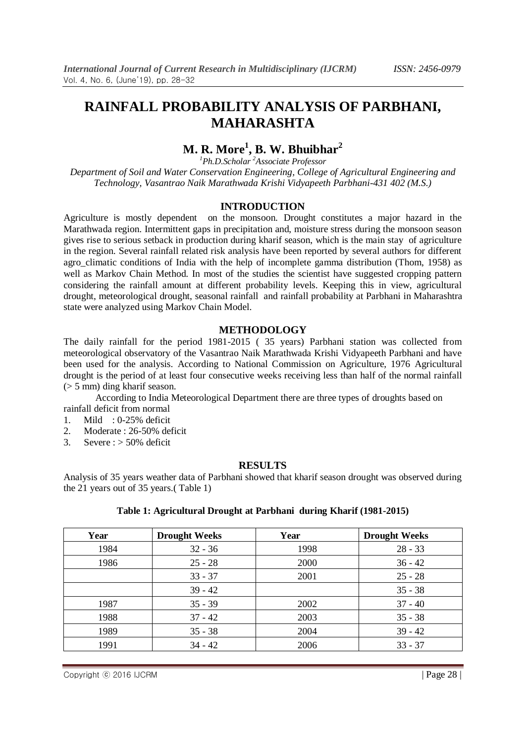# RAINFALL PROBABILITY ANALYSIS OF PARBHANI, MAHARASHTA

## M. R. More[1], B. W. Bhuibhar[2]

*[1]Ph.D.Scholar [2]Associate Professor*

*Department of Soil and Water Conservation Engineering, College of Agricultural Engineering and Technology, Vasantrao Naik Marathwada Krishi Vidyapeeth Parbhani-431 402 (M.S.)*

### INTRODUCTION

Agriculture is mostly dependent on the monsoon. Drought constitutes a major hazard in the Marathwada region. Intermittent gaps in precipitation and, moisture stress during the monsoon season gives rise to serious setback in production during kharif season, which is the main stay of agriculture in the region. Several rainfall related risk analysis have been reported by several authors for different agro_climatic conditions of India with the help of incomplete gamma distribution (Thom, 1958) as well as Markov Chain Method. In most of the studies the scientist have suggested cropping pattern considering the rainfall amount at different probability levels. Keeping this in view, agricultural drought, meteorological drought, seasonal rainfall and rainfall probability at Parbhani in Maharashtra state were analyzed using Markov Chain Model.

### METHODOLOGY

The daily rainfall for the period 1981-2015 ( 35 years) Parbhani station was collected from meteorological observatory of the Vasantrao Naik Marathwada Krishi Vidyapeeth Parbhani and have been used for the analysis. According to National Commission on Agriculture, 1976 Agricultural drought is the period of at least four consecutive weeks receiving less than half of the normal rainfall (> 5 mm) ding kharif season.

According to India Meteorological Department there are three types of droughts based on rainfall deficit from normal

1. Mild : 0-25% deficit
2. Moderate : 26-50% deficit
3. Severe : > 50% deficit

### RESULTS

Analysis of 35 years weather data of Parbhani showed that kharif season drought was observed during the 21 years out of 35 years.( Table 1)

**Table 1: Agricultural Drought at Parbhani during Kharif (1981-2015)**

| Year | Drought Weeks | Year | Drought Weeks |
|---|---|---|---|
| 1984 | 32 - 36 | 1998 | 28 - 33 |
| 1986 | 25 - 28 | 2000 | 36 - 42 |
| | 33 - 37 | 2001 | 25 - 28 |
| | 39 - 42 | | 35 - 38 |
| 1987 | 35 - 39 | 2002 | 37 - 40 |
| 1988 | 37 - 42 | 2003 | 35 - 38 |
| 1989 | 35 - 38 | 2004 | 39 - 42 |
| 1991 | 34 - 42 | 2006 | 33 - 37 |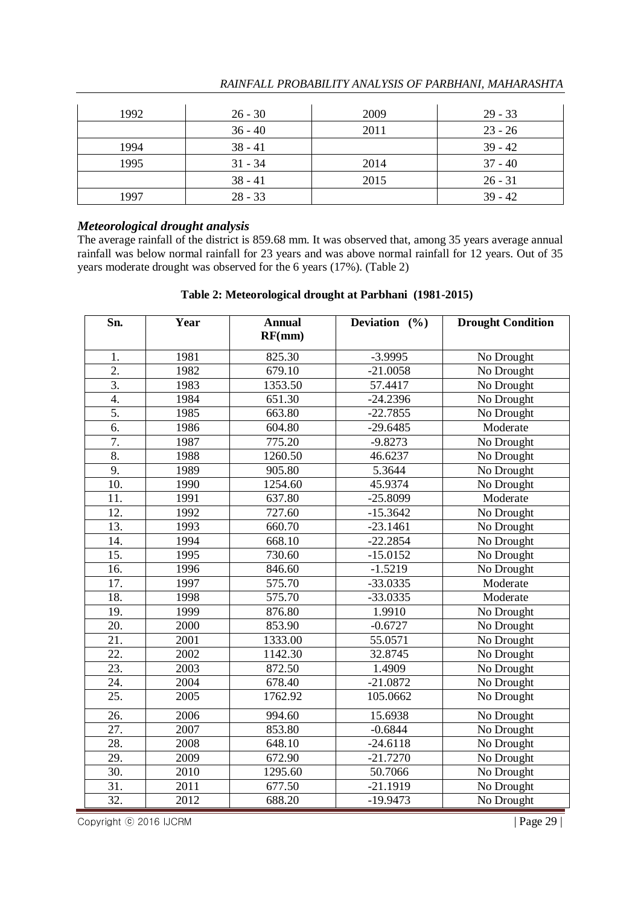| 1992 | 26 - 30 | 2009 | 29 - 33 |
|---|---|---|---|
| | 36 - 40 | 2011 | 23 - 26 |
| 1994 | 38 - 41 | | 39 - 42 |
| 1995 | 31 - 34 | 2014 | 37 - 40 |
| | 38 - 41 | 2015 | 26 - 31 |
| 1997 | 28 - 33 | | 39 - 42 |

### *Meteorological drought analysis*

The average rainfall of the district is 859.68 mm. It was observed that, among 35 years average annual rainfall was below normal rainfall for 23 years and was above normal rainfall for 12 years. Out of 35 years moderate drought was observed for the 6 years (17%). (Table 2)

**Table 2: Meteorological drought at Parbhani (1981-2015)**

| Sn. | Year | Annual RF(mm) | Deviation (%) | Drought Condition |
|---|---|---|---|---|
| 1. | 1981 | 825.30 | -3.9995 | No Drought |
| 2. | 1982 | 679.10 | -21.0058 | No Drought |
| 3. | 1983 | 1353.50 | 57.4417 | No Drought |
| 4. | 1984 | 651.30 | -24.2396 | No Drought |
| 5. | 1985 | 663.80 | -22.7855 | No Drought |
| 6. | 1986 | 604.80 | -29.6485 | Moderate |
| 7. | 1987 | 775.20 | -9.8273 | No Drought |
| 8. | 1988 | 1260.50 | 46.6237 | No Drought |
| 9. | 1989 | 905.80 | 5.3644 | No Drought |
| 10. | 1990 | 1254.60 | 45.9374 | No Drought |
| 11. | 1991 | 637.80 | -25.8099 | Moderate |
| 12. | 1992 | 727.60 | -15.3642 | No Drought |
| 13. | 1993 | 660.70 | -23.1461 | No Drought |
| 14. | 1994 | 668.10 | -22.2854 | No Drought |
| 15. | 1995 | 730.60 | -15.0152 | No Drought |
| 16. | 1996 | 846.60 | -1.5219 | No Drought |
| 17. | 1997 | 575.70 | -33.0335 | Moderate |
| 18. | 1998 | 575.70 | -33.0335 | Moderate |
| 19. | 1999 | 876.80 | 1.9910 | No Drought |
| 20. | 2000 | 853.90 | -0.6727 | No Drought |
| 21. | 2001 | 1333.00 | 55.0571 | No Drought |
| 22. | 2002 | 1142.30 | 32.8745 | No Drought |
| 23. | 2003 | 872.50 | 1.4909 | No Drought |
| 24. | 2004 | 678.40 | -21.0872 | No Drought |
| 25. | 2005 | 1762.92 | 105.0662 | No Drought |
| 26. | 2006 | 994.60 | 15.6938 | No Drought |
| 27. | 2007 | 853.80 | -0.6844 | No Drought |
| 28. | 2008 | 648.10 | -24.6118 | No Drought |
| 29. | 2009 | 672.90 | -21.7270 | No Drought |
| 30. | 2010 | 1295.60 | 50.7066 | No Drought |
| 31. | 2011 | 677.50 | -21.1919 | No Drought |
| 32. | 2012 | 688.20 | -19.9473 | No Drought |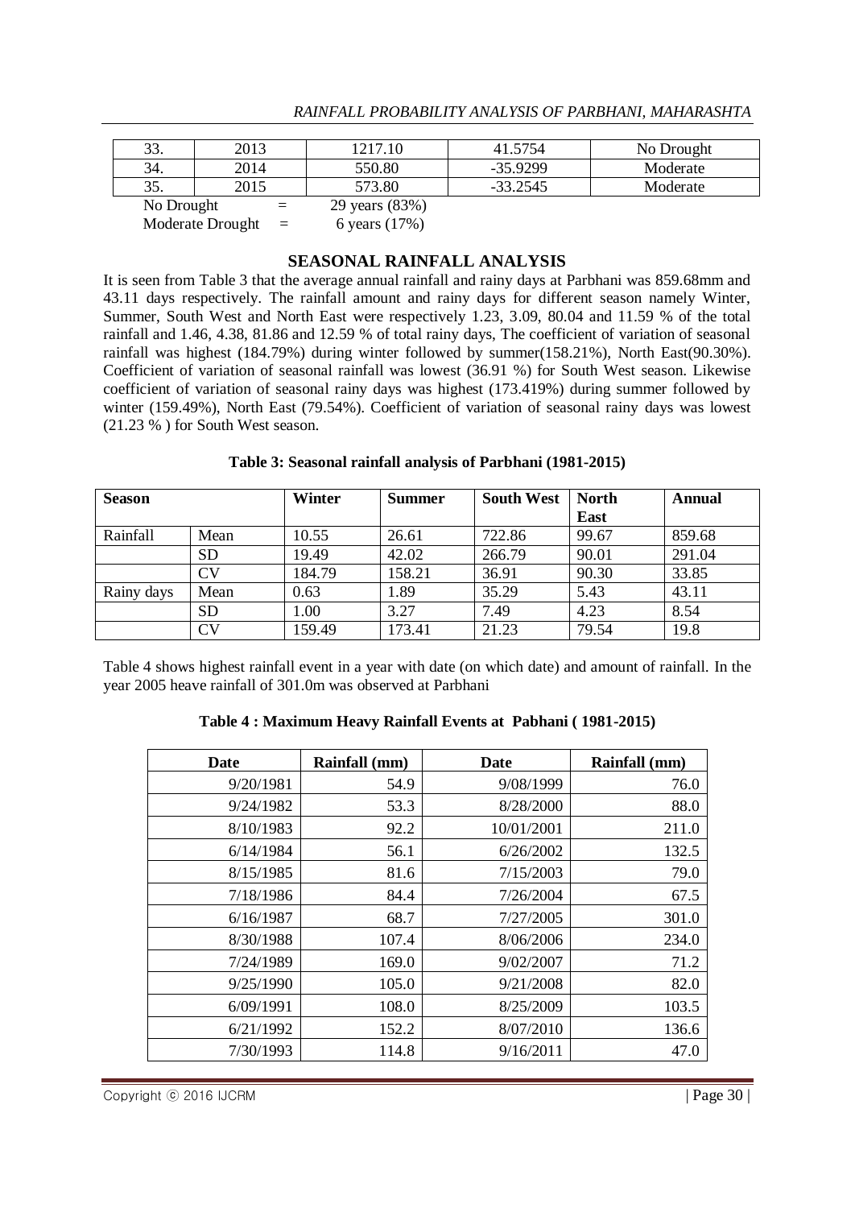| 33. | 2013 | 1217.10 | 41.5754 | No Drought |
|---|---|---|---|---|
| 34. | 2014 | 550.80 | -35.9299 | Moderate |
| 35. | 2015 | 573.80 | -33.2545 | Moderate |

No Drought = 29 years (83%)

Moderate Drought = 6 years (17%)

## SEASONAL RAINFALL ANALYSIS

It is seen from Table 3 that the average annual rainfall and rainy days at Parbhani was 859.68mm and 43.11 days respectively. The rainfall amount and rainy days for different season namely Winter, Summer, South West and North East were respectively 1.23, 3.09, 80.04 and 11.59 % of the total rainfall and 1.46, 4.38, 81.86 and 12.59 % of total rainy days, The coefficient of variation of seasonal rainfall was highest (184.79%) during winter followed by summer(158.21%), North East(90.30%). Coefficient of variation of seasonal rainfall was lowest (36.91 %) for South West season. Likewise coefficient of variation of seasonal rainy days was highest (173.419%) during summer followed by winter (159.49%), North East (79.54%). Coefficient of variation of seasonal rainy days was lowest (21.23 % ) for South West season.

**Table 3: Seasonal rainfall analysis of Parbhani (1981-2015)**

| Season | | Winter | Summer | South West | North East | Annual |
|---|---|---|---|---|---|---|
| Rainfall | Mean | 10.55 | 26.61 | 722.86 | 99.67 | 859.68 |
| | SD | 19.49 | 42.02 | 266.79 | 90.01 | 291.04 |
| | CV | 184.79 | 158.21 | 36.91 | 90.30 | 33.85 |
| Rainy days | Mean | 0.63 | 1.89 | 35.29 | 5.43 | 43.11 |
| | SD | 1.00 | 3.27 | 7.49 | 4.23 | 8.54 |
| | CV | 159.49 | 173.41 | 21.23 | 79.54 | 19.8 |

Table 4 shows highest rainfall event in a year with date (on which date) and amount of rainfall. In the year 2005 heave rainfall of 301.0m was observed at Parbhani

**Table 4 : Maximum Heavy Rainfall Events at Pabhani ( 1981-2015)**

| Date | Rainfall (mm) | Date | Rainfall (mm) |
|---|---|---|---|
| 9/20/1981 | 54.9 | 9/08/1999 | 76.0 |
| 9/24/1982 | 53.3 | 8/28/2000 | 88.0 |
| 8/10/1983 | 92.2 | 10/01/2001 | 211.0 |
| 6/14/1984 | 56.1 | 6/26/2002 | 132.5 |
| 8/15/1985 | 81.6 | 7/15/2003 | 79.0 |
| 7/18/1986 | 84.4 | 7/26/2004 | 67.5 |
| 6/16/1987 | 68.7 | 7/27/2005 | 301.0 |
| 8/30/1988 | 107.4 | 8/06/2006 | 234.0 |
| 7/24/1989 | 169.0 | 9/02/2007 | 71.2 |
| 9/25/1990 | 105.0 | 9/21/2008 | 82.0 |
| 6/09/1991 | 108.0 | 8/25/2009 | 103.5 |
| 6/21/1992 | 152.2 | 8/07/2010 | 136.6 |
| 7/30/1993 | 114.8 | 9/16/2011 | 47.0 |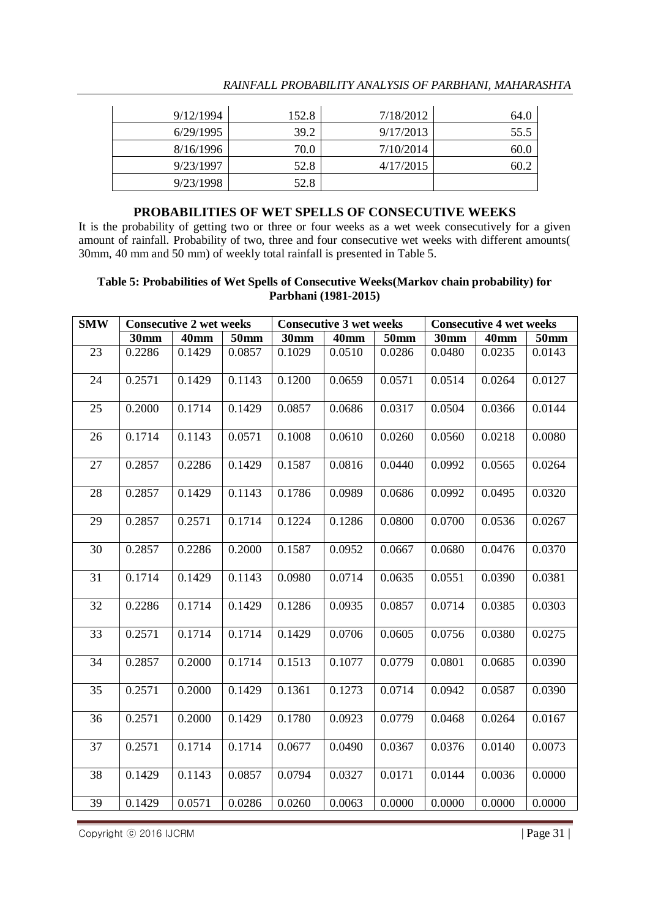| 9/12/1994 | 152.8 | 7/18/2012 | 64.0 |
|---|---|---|---|
| 6/29/1995 | 39.2 | 9/17/2013 | 55.5 |
| 8/16/1996 | 70.0 | 7/10/2014 | 60.0 |
| 9/23/1997 | 52.8 | 4/17/2015 | 60.2 |
| 9/23/1998 | 52.8 | | |

## PROBABILITIES OF WET SPELLS OF CONSECUTIVE WEEKS

It is the probability of getting two or three or four weeks as a wet week consecutively for a given amount of rainfall. Probability of two, three and four consecutive wet weeks with different amounts( 30mm, 40 mm and 50 mm) of weekly total rainfall is presented in Table 5.

**Table 5: Probabilities of Wet Spells of Consecutive Weeks(Markov chain probability) for Parbhani (1981-2015)**

| SMW | Consecutive 2 wet weeks | | | Consecutive 3 wet weeks | | | Consecutive 4 wet weeks | | |
|---|---|---|---|---|---|---|---|---|---|
| | 30mm | 40mm | 50mm | 30mm | 40mm | 50mm | 30mm | 40mm | 50mm |
| 23 | 0.2286 | 0.1429 | 0.0857 | 0.1029 | 0.0510 | 0.0286 | 0.0480 | 0.0235 | 0.0143 |
| 24 | 0.2571 | 0.1429 | 0.1143 | 0.1200 | 0.0659 | 0.0571 | 0.0514 | 0.0264 | 0.0127 |
| 25 | 0.2000 | 0.1714 | 0.1429 | 0.0857 | 0.0686 | 0.0317 | 0.0504 | 0.0366 | 0.0144 |
| 26 | 0.1714 | 0.1143 | 0.0571 | 0.1008 | 0.0610 | 0.0260 | 0.0560 | 0.0218 | 0.0080 |
| 27 | 0.2857 | 0.2286 | 0.1429 | 0.1587 | 0.0816 | 0.0440 | 0.0992 | 0.0565 | 0.0264 |
| 28 | 0.2857 | 0.1429 | 0.1143 | 0.1786 | 0.0989 | 0.0686 | 0.0992 | 0.0495 | 0.0320 |
| 29 | 0.2857 | 0.2571 | 0.1714 | 0.1224 | 0.1286 | 0.0800 | 0.0700 | 0.0536 | 0.0267 |
| 30 | 0.2857 | 0.2286 | 0.2000 | 0.1587 | 0.0952 | 0.0667 | 0.0680 | 0.0476 | 0.0370 |
| 31 | 0.1714 | 0.1429 | 0.1143 | 0.0980 | 0.0714 | 0.0635 | 0.0551 | 0.0390 | 0.0381 |
| 32 | 0.2286 | 0.1714 | 0.1429 | 0.1286 | 0.0935 | 0.0857 | 0.0714 | 0.0385 | 0.0303 |
| 33 | 0.2571 | 0.1714 | 0.1714 | 0.1429 | 0.0706 | 0.0605 | 0.0756 | 0.0380 | 0.0275 |
| 34 | 0.2857 | 0.2000 | 0.1714 | 0.1513 | 0.1077 | 0.0779 | 0.0801 | 0.0685 | 0.0390 |
| 35 | 0.2571 | 0.2000 | 0.1429 | 0.1361 | 0.1273 | 0.0714 | 0.0942 | 0.0587 | 0.0390 |
| 36 | 0.2571 | 0.2000 | 0.1429 | 0.1780 | 0.0923 | 0.0779 | 0.0468 | 0.0264 | 0.0167 |
| 37 | 0.2571 | 0.1714 | 0.1714 | 0.0677 | 0.0490 | 0.0367 | 0.0376 | 0.0140 | 0.0073 |
| 38 | 0.1429 | 0.1143 | 0.0857 | 0.0794 | 0.0327 | 0.0171 | 0.0144 | 0.0036 | 0.0000 |
| 39 | 0.1429 | 0.0571 | 0.0286 | 0.0260 | 0.0063 | 0.0000 | 0.0000 | 0.0000 | 0.0000 |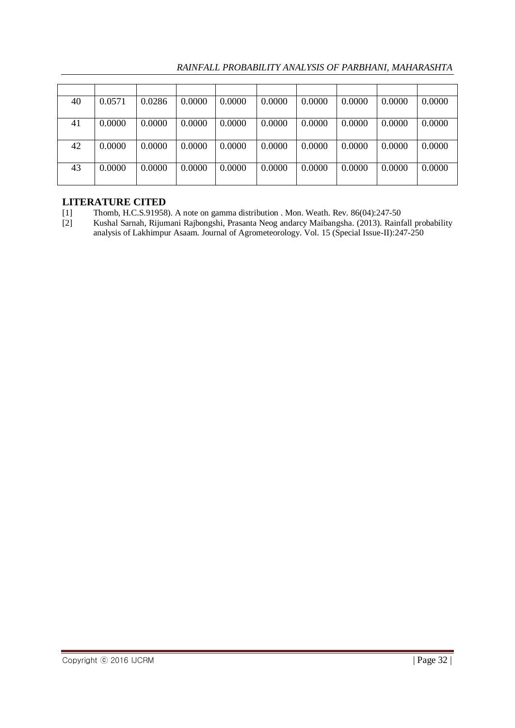| | | | | | | | | | |
|---|---|---|---|---|---|---|---|---|---|
| 40 | 0.0571 | 0.0286 | 0.0000 | 0.0000 | 0.0000 | 0.0000 | 0.0000 | 0.0000 | 0.0000 |
| 41 | 0.0000 | 0.0000 | 0.0000 | 0.0000 | 0.0000 | 0.0000 | 0.0000 | 0.0000 | 0.0000 |
| 42 | 0.0000 | 0.0000 | 0.0000 | 0.0000 | 0.0000 | 0.0000 | 0.0000 | 0.0000 | 0.0000 |
| 43 | 0.0000 | 0.0000 | 0.0000 | 0.0000 | 0.0000 | 0.0000 | 0.0000 | 0.0000 | 0.0000 |

## LITERATURE CITED

[1] Thomb, H.C.S.91958). A note on gamma distribution . Mon. Weath. Rev. 86(04):247-50

[2] Kushal Sarnah, Rijumani Rajbongshi, Prasanta Neog andarcy Maibangsha. (2013). Rainfall probability analysis of Lakhimpur Asaam. Journal of Agrometeorology. Vol. 15 (Special Issue-II):247-250